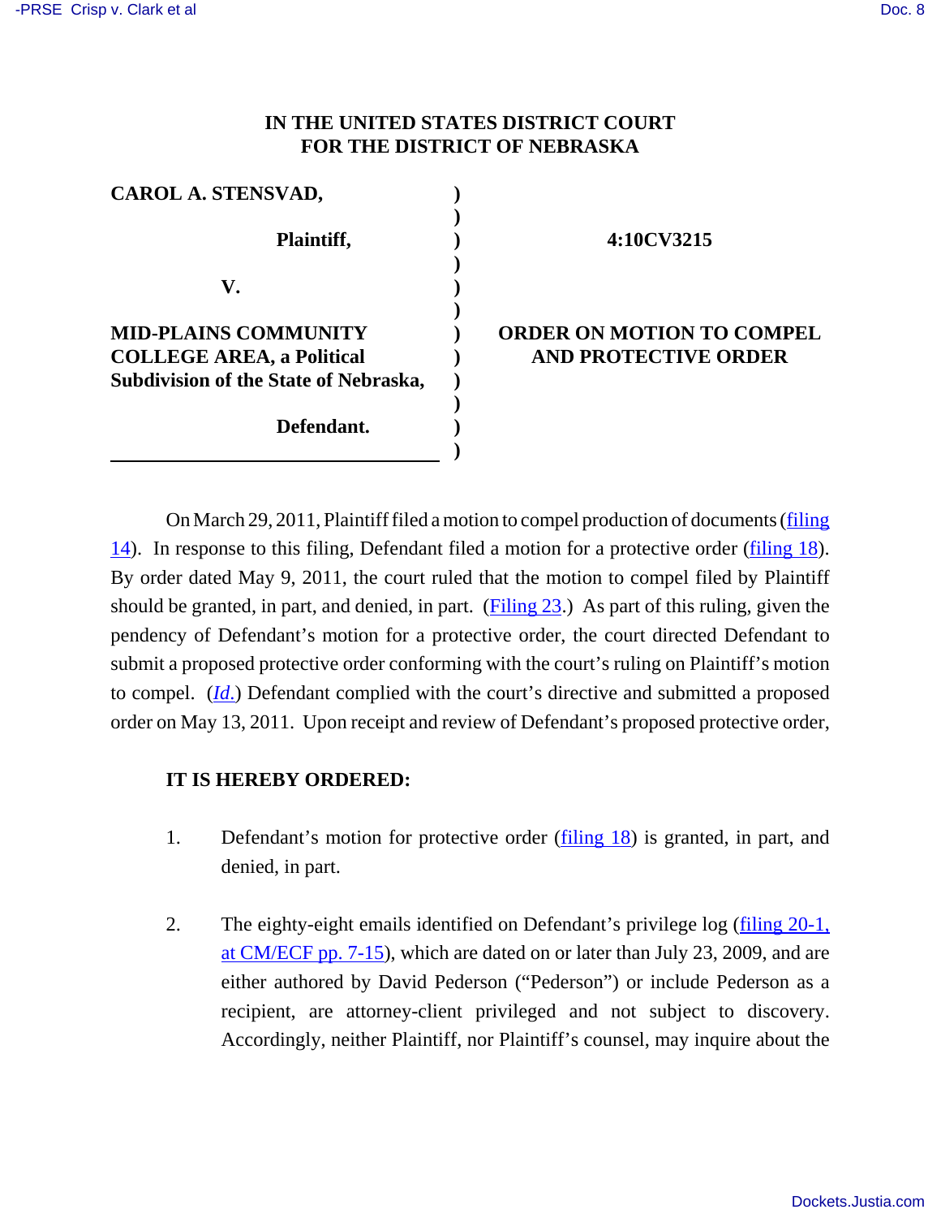# IN THE UNITED STATES DISTRICT COURT FOR THE DISTRICT OF NEBRASKA

| | | |
|---|---|---|
| **CAROL A. STENSVAD,** | ) | |
| | ) | |
| **Plaintiff,** | ) | **4:10CV3215** |
| | ) | |
| **V.** | ) | |
| | ) | |
| **MID-PLAINS COMMUNITY COLLEGE AREA, a Political Subdivision of the State of Nebraska,** | ) | **ORDER ON MOTION TO COMPEL AND PROTECTIVE ORDER** |
| | ) | |
| **Defendant.** | ) | |

On March 29, 2011, Plaintiff filed a motion to compel production of documents (filing 14). In response to this filing, Defendant filed a motion for a protective order (filing 18). By order dated May 9, 2011, the court ruled that the motion to compel filed by Plaintiff should be granted, in part, and denied, in part. (Filing 23.) As part of this ruling, given the pendency of Defendant's motion for a protective order, the court directed Defendant to submit a proposed protective order conforming with the court's ruling on Plaintiff's motion to compel. (*Id.*) Defendant complied with the court's directive and submitted a proposed order on May 13, 2011. Upon receipt and review of Defendant's proposed protective order,

**IT IS HEREBY ORDERED:**

1. Defendant's motion for protective order (filing 18) is granted, in part, and denied, in part.

2. The eighty-eight emails identified on Defendant's privilege log (filing 20-1, at CM/ECF pp. 7-15), which are dated on or later than July 23, 2009, and are either authored by David Pederson ("Pederson") or include Pederson as a recipient, are attorney-client privileged and not subject to discovery. Accordingly, neither Plaintiff, nor Plaintiff's counsel, may inquire about the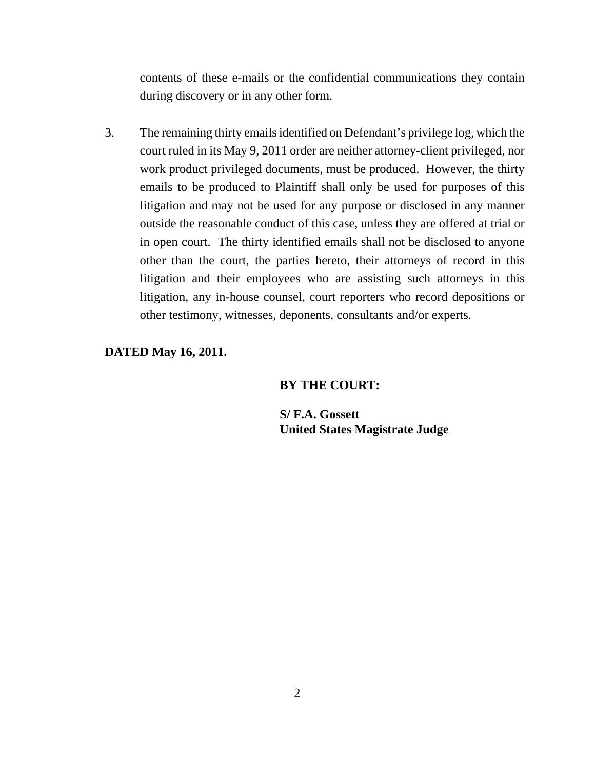contents of these e-mails or the confidential communications they contain during discovery or in any other form.

3. The remaining thirty emails identified on Defendant's privilege log, which the court ruled in its May 9, 2011 order are neither attorney-client privileged, nor work product privileged documents, must be produced. However, the thirty emails to be produced to Plaintiff shall only be used for purposes of this litigation and may not be used for any purpose or disclosed in any manner outside the reasonable conduct of this case, unless they are offered at trial or in open court. The thirty identified emails shall not be disclosed to anyone other than the court, the parties hereto, their attorneys of record in this litigation and their employees who are assisting such attorneys in this litigation, any in-house counsel, court reporters who record depositions or other testimony, witnesses, deponents, consultants and/or experts.

**DATED May 16, 2011.**

**BY THE COURT:**

**S/ F.A. Gossett**
**United States Magistrate Judge**